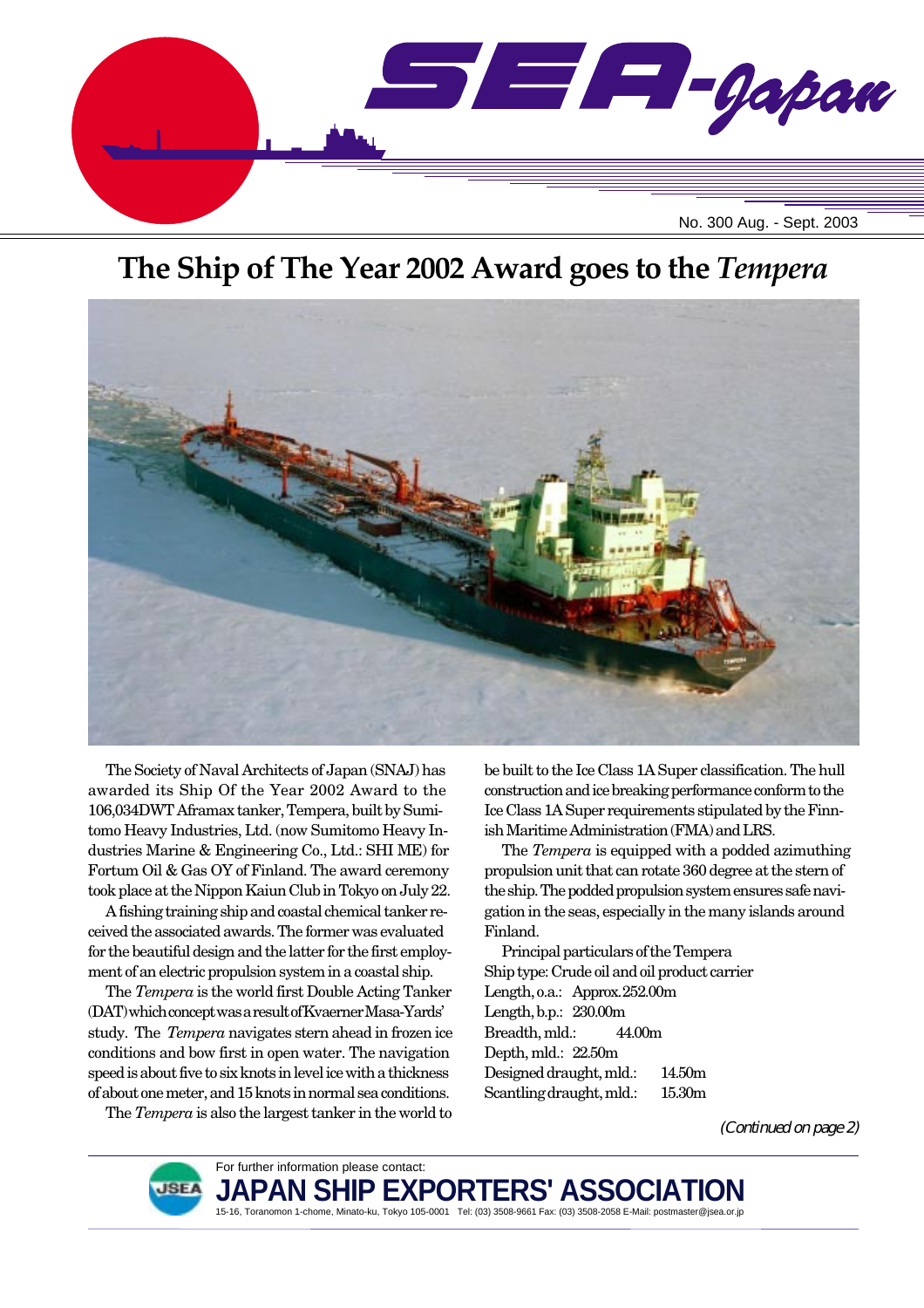# SEA-Japan

No. 300 Aug. - Sept. 2003

## The Ship of The Year 2002 Award goes to the *Tempera*

The Society of Naval Architects of Japan (SNAJ) has awarded its Ship Of the Year 2002 Award to the 106,034DWT Aframax tanker, Tempera, built by Sumitomo Heavy Industries, Ltd. (now Sumitomo Heavy Industries Marine & Engineering Co., Ltd.: SHI ME) for Fortum Oil & Gas OY of Finland. The award ceremony took place at the Nippon Kaiun Club in Tokyo on July 22.

A fishing training ship and coastal chemical tanker received the associated awards. The former was evaluated for the beautiful design and the latter for the first employment of an electric propulsion system in a coastal ship.

The *Tempera* is the world first Double Acting Tanker (DAT) which concept was a result of Kvaerner Masa-Yards' study. The *Tempera* navigates stern ahead in frozen ice conditions and bow first in open water. The navigation speed is about five to six knots in level ice with a thickness of about one meter, and 15 knots in normal sea conditions.

The *Tempera* is also the largest tanker in the world to be built to the Ice Class 1A Super classification. The hull construction and ice breaking performance conform to the Ice Class 1A Super requirements stipulated by the Finnish Maritime Administration (FMA) and LRS.

The *Tempera* is equipped with a podded azimuthing propulsion unit that can rotate 360 degree at the stern of the ship. The podded propulsion system ensures safe navigation in the seas, especially in the many islands around Finland.

Principal particulars of the Tempera

Ship type: Crude oil and oil product carrier
Length, o.a.: Approx.252.00m
Length, b.p.: 230.00m
Breadth, mld.: 44.00m
Depth, mld.: 22.50m
Designed draught, mld.: 14.50m
Scantling draught, mld.: 15.30m

*(Continued on page 2)*

For further information please contact:
**JAPAN SHIP EXPORTERS' ASSOCIATION**
15-16, Toranomon 1-chome, Minato-ku, Tokyo 105-0001 Tel: (03) 3508-9661 Fax: (03) 3508-2058 E-Mail: postmaster@jsea.or.jp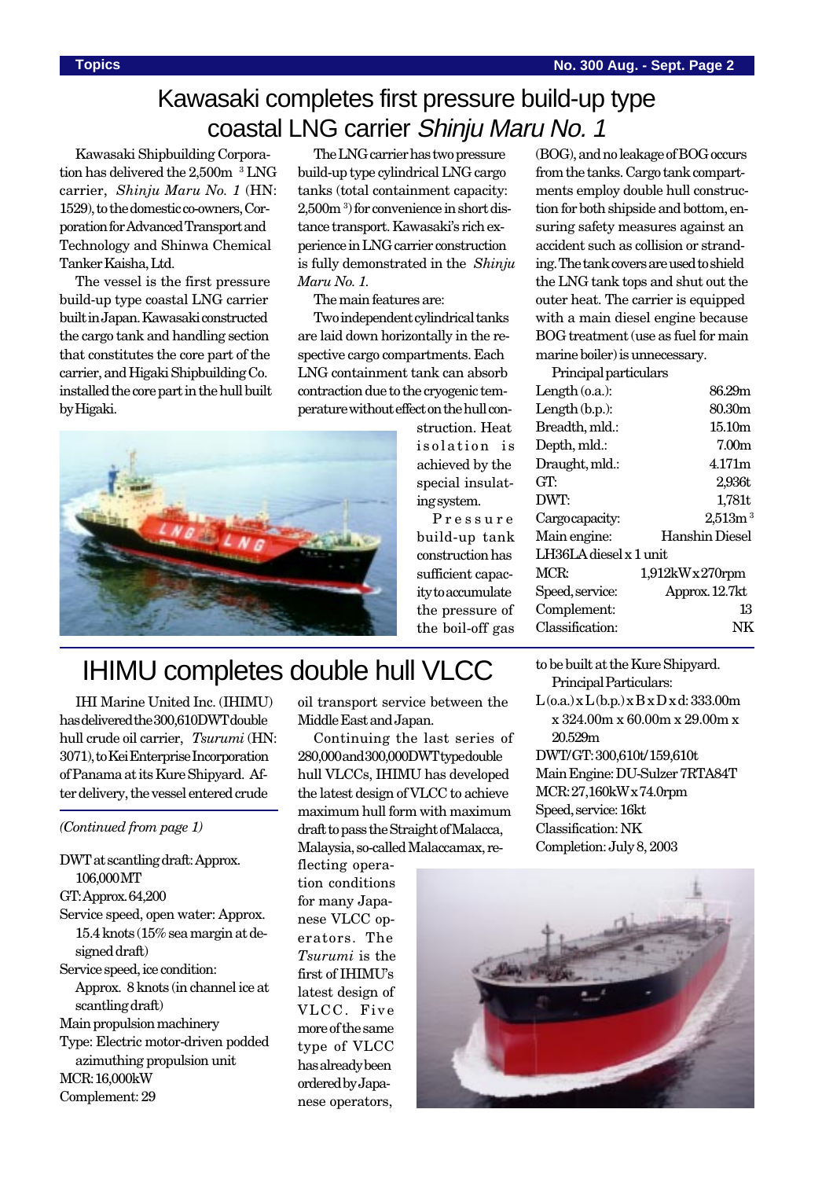# Kawasaki completes first pressure build-up type coastal LNG carrier *Shinju Maru No. 1*

Kawasaki Shipbuilding Corporation has delivered the 2,500m$^3$ LNG carrier, *Shinju Maru No. 1* (HN: 1529), to the domestic co-owners, Corporation for Advanced Transport and Technology and Shinwa Chemical Tanker Kaisha, Ltd.

The vessel is the first pressure build-up type coastal LNG carrier built in Japan. Kawasaki constructed the cargo tank and handling section that constitutes the core part of the carrier, and Higaki Shipbuilding Co. installed the core part in the hull built by Higaki.

The LNG carrier has two pressure build-up type cylindrical LNG cargo tanks (total containment capacity: 2,500m$^3$) for convenience in short distance transport. Kawasaki's rich experience in LNG carrier construction is fully demonstrated in the *Shinju Maru No. 1.*

The main features are:

Two independent cylindrical tanks are laid down horizontally in the respective cargo compartments. Each LNG containment tank can absorb contraction due to the cryogenic temperature without effect on the hull construction. Heat isolation is achieved by the special insulating system.

Pressure build-up tank construction has sufficient capacity to accumulate the pressure of the boil-off gas (BOG), and no leakage of BOG occurs from the tanks. Cargo tank compartments employ double hull construction for both shipside and bottom, ensuring safety measures against an accident such as collision or stranding. The tank covers are used to shield the LNG tank tops and shut out the outer heat. The carrier is equipped with a main diesel engine because BOG treatment (use as fuel for main marine boiler) is unnecessary.

Principal particulars

| | |
|---|---|
| Length (o.a.): | 86.29m |
| Length (b.p.): | 80.30m |
| Breadth, mld.: | 15.10m |
| Depth, mld.: | 7.00m |
| Draught, mld.: | 4.171m |
| GT: | 2,936t |
| DWT: | 1,781t |
| Cargo capacity: | 2,513m$^3$ |
| Main engine: | Hanshin Diesel LH36LA diesel x 1 unit |
| MCR: | 1,912kW x 270rpm |
| Speed, service: | Approx. 12.7kt |
| Complement: | 13 |
| Classification: | NK |

# IHIMU completes double hull VLCC

IHI Marine United Inc. (IHIMU) has delivered the 300,610DWT double hull crude oil carrier, *Tsurumi* (HN: 3071), to Kei Enterprise Incorporation of Panama at its Kure Shipyard. After delivery, the vessel entered crude oil transport service between the Middle East and Japan.

Continuing the last series of 280,000 and 300,000DWT type double hull VLCCs, IHIMU has developed the latest design of VLCC to achieve maximum hull form with maximum draft to pass the Straight of Malacca, Malaysia, so-called Malaccamax, reflecting operation conditions for many Japanese VLCC operators. The *Tsurumi* is the first of IHIMU's latest design of VLCC. Five more of the same type of VLCC has already been ordered by Japanese operators, to be built at the Kure Shipyard.

Principal Particulars:

L (o.a.) x L (b.p.) x B x D x d: 333.00m x 324.00m x 60.00m x 29.00m x 20.529m
DWT/GT: 300,610t/159,610t
Main Engine: DU-Sulzer 7RTA84T
MCR: 27,160kW x 74.0rpm
Speed, service: 16kt
Classification: NK
Completion: July 8, 2003

---

*(Continued from page 1)*

DWT at scantling draft: Approx. 106,000MT
GT: Approx. 64,200
Service speed, open water: Approx. 15.4 knots (15% sea margin at designed draft)
Service speed, ice condition: Approx. 8 knots (in channel ice at scantling draft)
Main propulsion machinery
Type: Electric motor-driven podded azimuthing propulsion unit
MCR: 16,000kW
Complement: 29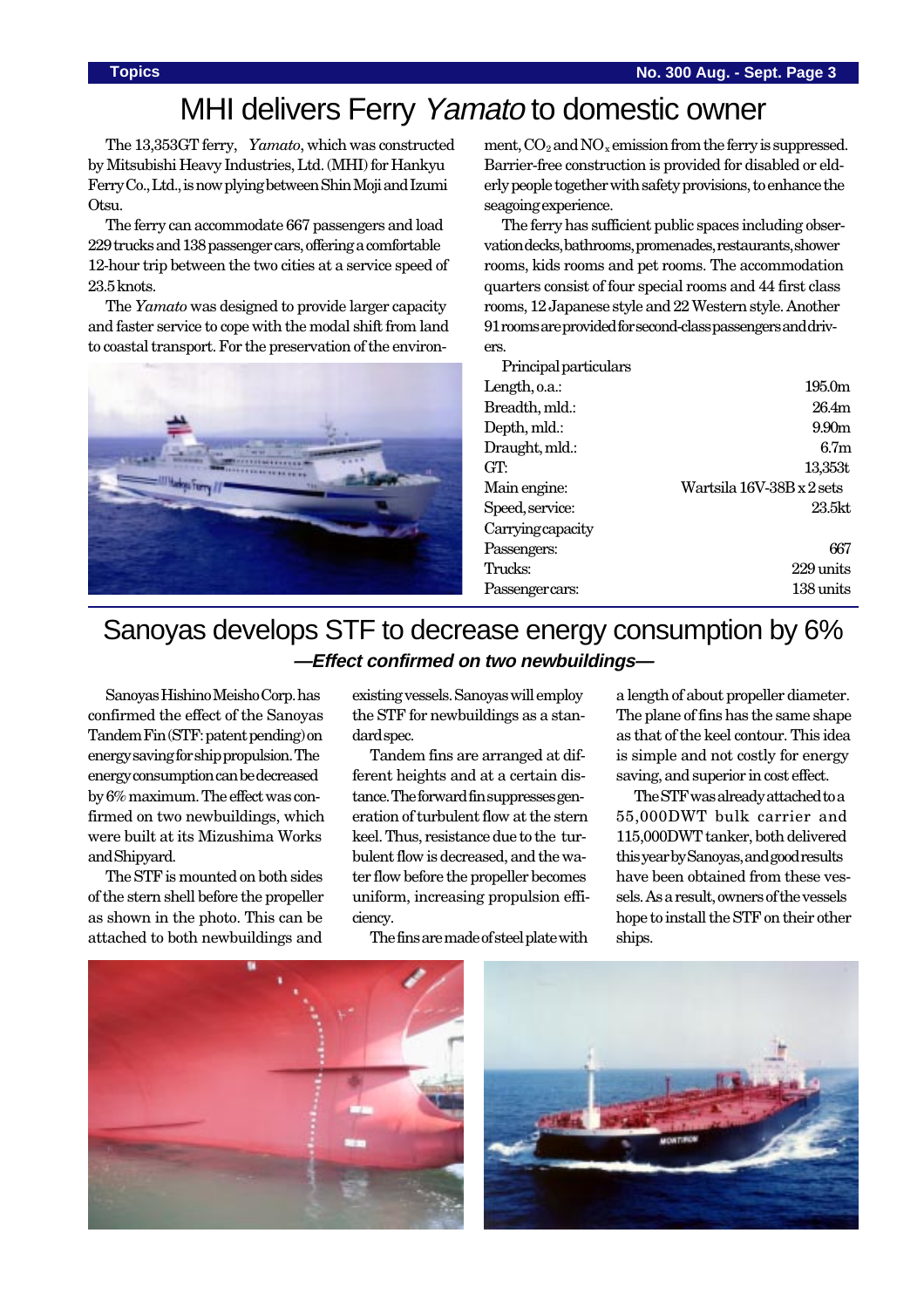# MHI delivers Ferry *Yamato* to domestic owner

The 13,353GT ferry, *Yamato*, which was constructed by Mitsubishi Heavy Industries, Ltd. (MHI) for Hankyu Ferry Co., Ltd., is now plying between Shin Moji and Izumi Otsu.

The ferry can accommodate 667 passengers and load 229 trucks and 138 passenger cars, offering a comfortable 12-hour trip between the two cities at a service speed of 23.5 knots.

The *Yamato* was designed to provide larger capacity and faster service to cope with the modal shift from land to coastal transport. For the preservation of the environment, $CO_2$ and $NO_x$ emission from the ferry is suppressed. Barrier-free construction is provided for disabled or elderly people together with safety provisions, to enhance the seagoing experience.

The ferry has sufficient public spaces including observation decks, bathrooms, promenades, restaurants, shower rooms, kids rooms and pet rooms. The accommodation quarters consist of four special rooms and 44 first class rooms, 12 Japanese style and 22 Western style. Another 91 rooms are provided for second-class passengers and drivers.

Principal particulars

| | |
|---|---|
| Length, o.a.: | 195.0m |
| Breadth, mld.: | 26.4m |
| Depth, mld.: | 9.90m |
| Draught, mld.: | 6.7m |
| GT: | 13,353t |
| Main engine: | Wartsila 16V-38B x 2 sets |
| Speed, service: | 23.5kt |
| Carrying capacity | |
| Passengers: | 667 |
| Trucks: | 229 units |
| Passenger cars: | 138 units |

# Sanoyas develops STF to decrease energy consumption by 6%

## *—Effect confirmed on two newbuildings—*

Sanoyas Hishino Meisho Corp. has confirmed the effect of the Sanoyas Tandem Fin (STF: patent pending) on energy saving for ship propulsion. The energy consumption can be decreased by 6% maximum. The effect was confirmed on two newbuildings, which were built at its Mizushima Works and Shipyard.

The STF is mounted on both sides of the stern shell before the propeller as shown in the photo. This can be attached to both newbuildings and existing vessels. Sanoyas will employ the STF for newbuildings as a standard spec.

Tandem fins are arranged at different heights and at a certain distance. The forward fin suppresses generation of turbulent flow at the stern keel. Thus, resistance due to the turbulent flow is decreased, and the water flow before the propeller becomes uniform, increasing propulsion efficiency.

The fins are made of steel plate with a length of about propeller diameter. The plane of fins has the same shape as that of the keel contour. This idea is simple and not costly for energy saving, and superior in cost effect.

The STF was already attached to a 55,000DWT bulk carrier and 115,000DWT tanker, both delivered this year by Sanoyas, and good results have been obtained from these vessels. As a result, owners of the vessels hope to install the STF on their other ships.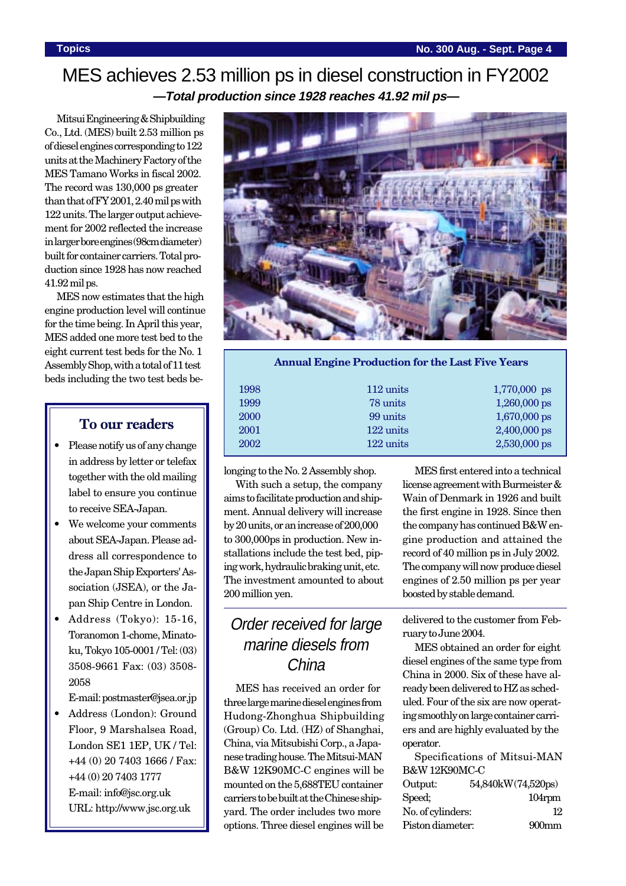# MES achieves 2.53 million ps in diesel construction in FY2002

***—Total production since 1928 reaches 41.92 mil ps—***

Mitsui Engineering & Shipbuilding Co., Ltd. (MES) built 2.53 million ps of diesel engines corresponding to 122 units at the Machinery Factory of the MES Tamano Works in fiscal 2002. The record was 130,000 ps greater than that of FY 2001, 2.40 mil ps with 122 units. The larger output achievement for 2002 reflected the increase in larger bore engines (98cm diameter) built for container carriers. Total production since 1928 has now reached 41.92 mil ps.

MES now estimates that the high engine production level will continue for the time being. In April this year, MES added one more test bed to the eight current test beds for the No. 1 Assembly Shop, with a total of 11 test beds including the two test beds belonging to the No. 2 Assembly shop.

With such a setup, the company aims to facilitate production and shipment. Annual delivery will increase by 20 units, or an increase of 200,000 to 300,000ps in production. New installations include the test bed, piping work, hydraulic braking unit, etc. The investment amounted to about 200 million yen.

MES first entered into a technical license agreement with Burmeister & Wain of Denmark in 1926 and built the first engine in 1928. Since then the company has continued B&W engine production and attained the record of 40 million ps in July 2002. The company will now produce diesel engines of 2.50 million ps per year boosted by stable demand.

**Annual Engine Production for the Last Five Years**

| Year | Units | Output |
|---|---|---|
| 1998 | 112 units | 1,770,000 ps |
| 1999 | 78 units | 1,260,000 ps |
| 2000 | 99 units | 1,670,000 ps |
| 2001 | 122 units | 2,400,000 ps |
| 2002 | 122 units | 2,530,000 ps |

## *Order received for large marine diesels from China*

MES has received an order for three large marine diesel engines from Hudong-Zhonghua Shipbuilding (Group) Co. Ltd. (HZ) of Shanghai, China, via Mitsubishi Corp., a Japanese trading house. The Mitsui-MAN B&W 12K90MC-C engines will be mounted on the 5,688TEU container carriers to be built at the Chinese shipyard. The order includes two more options. Three diesel engines will be delivered to the customer from February to June 2004.

MES obtained an order for eight diesel engines of the same type from China in 2000. Six of these have already been delivered to HZ as scheduled. Four of the six are now operating smoothly on large container carriers and are highly evaluated by the operator.

Specifications of Mitsui-MAN B&W 12K90MC-C

| | |
|---|---|
| Output: | 54,840kW (74,520ps) |
| Speed; | 104rpm |
| No. of cylinders: | 12 |
| Piston diameter: | 900mm |

## To our readers

- Please notify us of any change in address by letter or telefax together with the old mailing label to ensure you continue to receive SEA-Japan.
- We welcome your comments about SEA-Japan. Please address all correspondence to the Japan Ship Exporters' Association (JSEA), or the Japan Ship Centre in London.
- Address (Tokyo): 15-16, Toranomon 1-chome, Minato-ku, Tokyo 105-0001 / Tel: (03) 3508-9661 Fax: (03) 3508-2058
  E-mail: postmaster@jsea.or.jp
- Address (London): Ground Floor, 9 Marshalsea Road, London SE1 1EP, UK / Tel: +44 (0) 20 7403 1666 / Fax: +44 (0) 20 7403 1777
  E-mail: info@jsc.org.uk
  URL: http://www.jsc.org.uk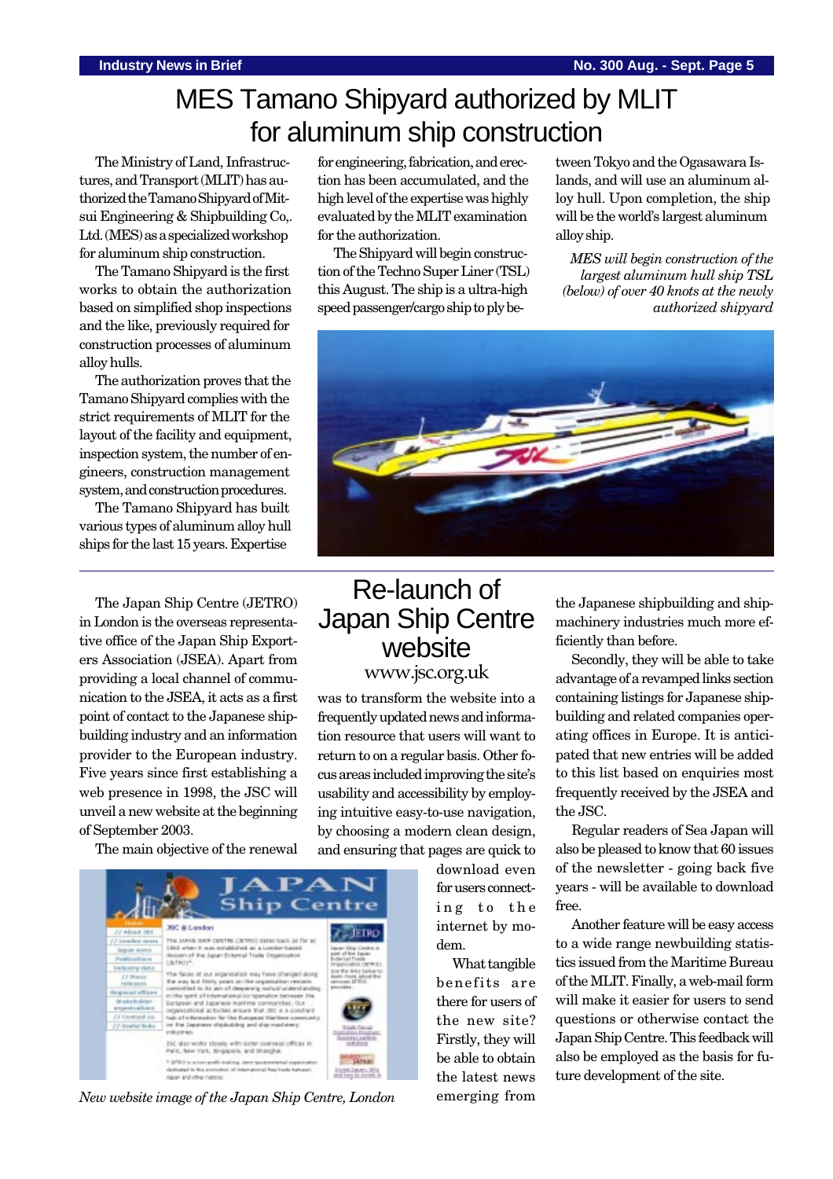# MES Tamano Shipyard authorized by MLIT for aluminum ship construction

The Ministry of Land, Infrastructures, and Transport (MLIT) has authorized the Tamano Shipyard of Mitsui Engineering & Shipbuilding Co,. Ltd. (MES) as a specialized workshop for aluminum ship construction.

The Tamano Shipyard is the first works to obtain the authorization based on simplified shop inspections and the like, previously required for construction processes of aluminum alloy hulls.

The authorization proves that the Tamano Shipyard complies with the strict requirements of MLIT for the layout of the facility and equipment, inspection system, the number of engineers, construction management system, and construction procedures.

The Tamano Shipyard has built various types of aluminum alloy hull ships for the last 15 years. Expertise for engineering, fabrication, and erection has been accumulated, and the high level of the expertise was highly evaluated by the MLIT examination for the authorization.

The Shipyard will begin construction of the Techno Super Liner (TSL) this August. The ship is a ultra-high speed passenger/cargo ship to ply between Tokyo and the Ogasawara Islands, and will use an aluminum alloy hull. Upon completion, the ship will be the world's largest aluminum alloy ship.

*MES will begin construction of the largest aluminum hull ship TSL (below) of over 40 knots at the newly authorized shipyard*

# Re-launch of Japan Ship Centre website

www.jsc.org.uk

The Japan Ship Centre (JETRO) in London is the overseas representative office of the Japan Ship Exporters Association (JSEA). Apart from providing a local channel of communication to the JSEA, it acts as a first point of contact to the Japanese shipbuilding industry and an information provider to the European industry. Five years since first establishing a web presence in 1998, the JSC will unveil a new website at the beginning of September 2003.

The main objective of the renewal was to transform the website into a frequently updated news and information resource that users will want to return to on a regular basis. Other focus areas included improving the site's usability and accessibility by employing intuitive easy-to-use navigation, by choosing a modern clean design, and ensuring that pages are quick to download even for users connecting to the internet by modem.

What tangible benefits are there for users of the new site? Firstly, they will be able to obtain the latest news emerging from the Japanese shipbuilding and shipmachinery industries much more efficiently than before.

Secondly, they will be able to take advantage of a revamped links section containing listings for Japanese shipbuilding and related companies operating offices in Europe. It is anticipated that new entries will be added to this list based on enquiries most frequently received by the JSEA and the JSC.

Regular readers of Sea Japan will also be pleased to know that 60 issues of the newsletter - going back five years - will be available to download free.

Another feature will be easy access to a wide range newbuilding statistics issued from the Maritime Bureau of the MLIT. Finally, a web-mail form will make it easier for users to send questions or otherwise contact the Japan Ship Centre. This feedback will also be employed as the basis for future development of the site.

*New website image of the Japan Ship Centre, London*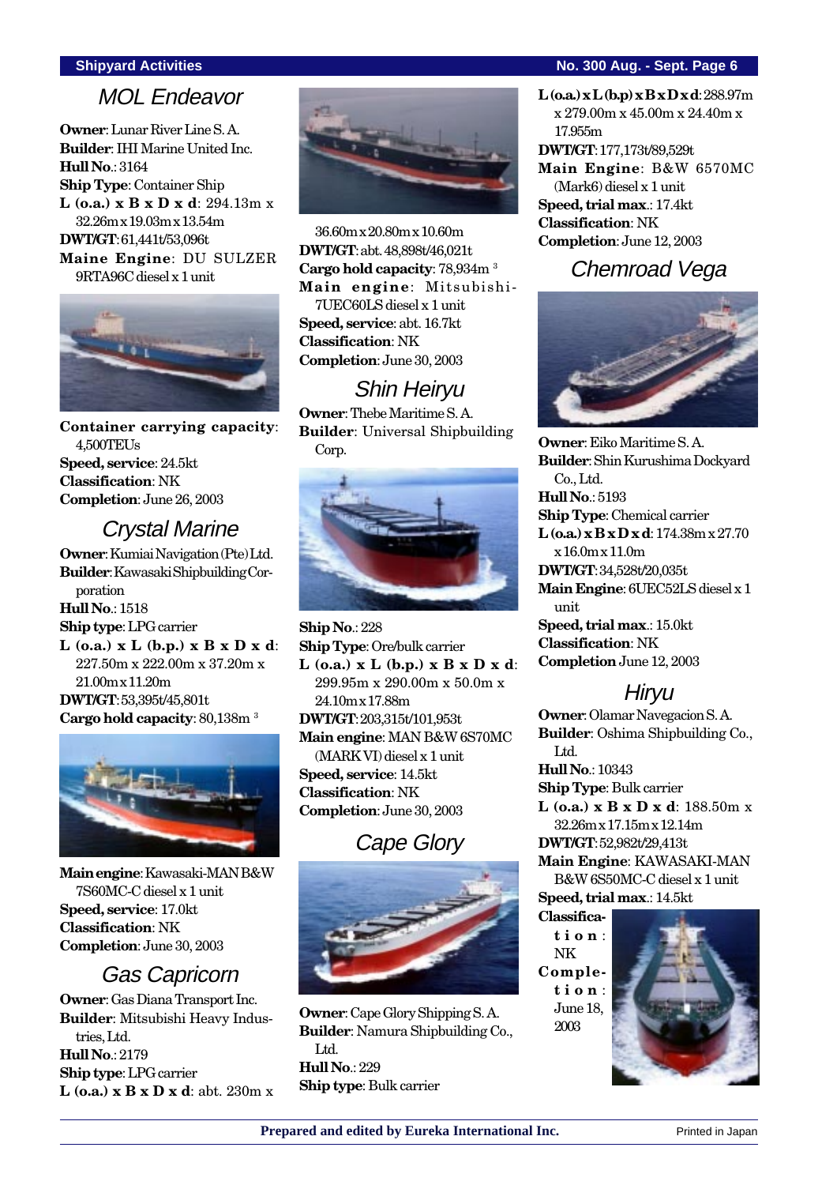## MOL Endeavor

**Owner**: Lunar River Line S. A.
**Builder**: IHI Marine United Inc.
**Hull No.**: 3164
**Ship Type**: Container Ship
**L x B x D x d**: 294.13m x 32.26m x 19.03m x 13.54m
**DWT/GT**: 61,441t/53,096t
**Maine Engine**: DU SULZER 9RTA96C diesel x 1 unit
**Container carrying capacity**: 4,500TEUs
**Speed, service**: 24.5kt
**Classification**: NK
**Completion**: June 26, 2003

## Crystal Marine

**Owner**: Kumiai Navigation (Pte) Ltd.
**Builder**: Kawasaki Shipbuilding Corporation
**Hull No.**: 1518
**Ship type**: LPG carrier
**L (o.a.) x L (b.p.) x B x D x d**: 227.50m x 222.00m x 37.20m x 21.00m x 11.20m
**DWT/GT**: 53,395t/45,801t
**Cargo hold capacity**: 80,138m $^3$
**Main engine**: Kawasaki-MAN B&W 7S60MC-C diesel x 1 unit
**Speed, service**: 17.0kt
**Classification**: NK
**Completion**: June 30, 2003

## Gas Capricorn

**Owner**: Gas Diana Transport Inc.
**Builder**: Mitsubishi Heavy Industries, Ltd.
**Hull No.**: 2179
**Ship type**: LPG carrier
**L (o.a.) x B x D x d**: abt. 230m x 36.60m x 20.80m x 10.60m
**DWT/GT**: abt. 48,898t/46,021t
**Cargo hold capacity**: 78,934m $^3$
**Main engine**: Mitsubishi-7UEC60LS diesel x 1 unit
**Speed, service**: abt. 16.7kt
**Classification**: NK
**Completion**: June 30, 2003

## Shin Heiryu

**Owner**: Thebe Maritime S. A.
**Builder**: Universal Shipbuilding Corp.
**Ship No.**: 228
**Ship Type**: Ore/bulk carrier
**L (o.a.) x L (b.p.) x B x D x d**: 299.95m x 290.00m x 50.0m x 24.10m x 17.88m
**DWT/GT**: 203,315t/101,953t
**Main engine**: MAN B&W 6S70MC (MARK VI) diesel x 1 unit
**Speed, service**: 14.5kt
**Classification**: NK
**Completion**: June 30, 2003

## Cape Glory

**Owner**: Cape Glory Shipping S. A.
**Builder**: Namura Shipbuilding Co., Ltd.
**Hull No.**: 229
**Ship type**: Bulk carrier
**L (o.a.) x L (b.p) x B x D x d**: 288.97m x 279.00m x 45.00m x 24.40m x 17.955m
**DWT/GT**: 177,173t/89,529t
**Main Engine**: B&W 6570MC (Mark6) diesel x 1 unit
**Speed, trial max.**: 17.4kt
**Classification**: NK
**Completion**: June 12, 2003

## Chemroad Vega

**Owner**: Eiko Maritime S. A.
**Builder**: Shin Kurushima Dockyard Co., Ltd.
**Hull No.**: 5193
**Ship Type**: Chemical carrier
**L (o.a.) x B x D x d**: 174.38m x 27.70 x 16.0m x 11.0m
**DWT/GT**: 34,528t/20,035t
**Main Engine**: 6UEC52LS diesel x 1 unit
**Speed, trial max.**: 15.0kt
**Classification**: NK
**Completion** June 12, 2003

## Hiryu

**Owner**: Olamar Navegacion S. A.
**Builder**: Oshima Shipbuilding Co., Ltd.
**Hull No.**: 10343
**Ship Type**: Bulk carrier
**L (o.a.) x B x D x d**: 188.50m x 32.26m x 17.15m x 12.14m
**DWT/GT**: 52,982t/29,413t
**Main Engine**: KAWASAKI-MAN B&W 6S50MC-C diesel x 1 unit
**Speed, trial max.**: 14.5kt
**Classification**: NK
**Completion**: June 18, 2003

**Prepared and edited by Eureka International Inc.**

Printed in Japan